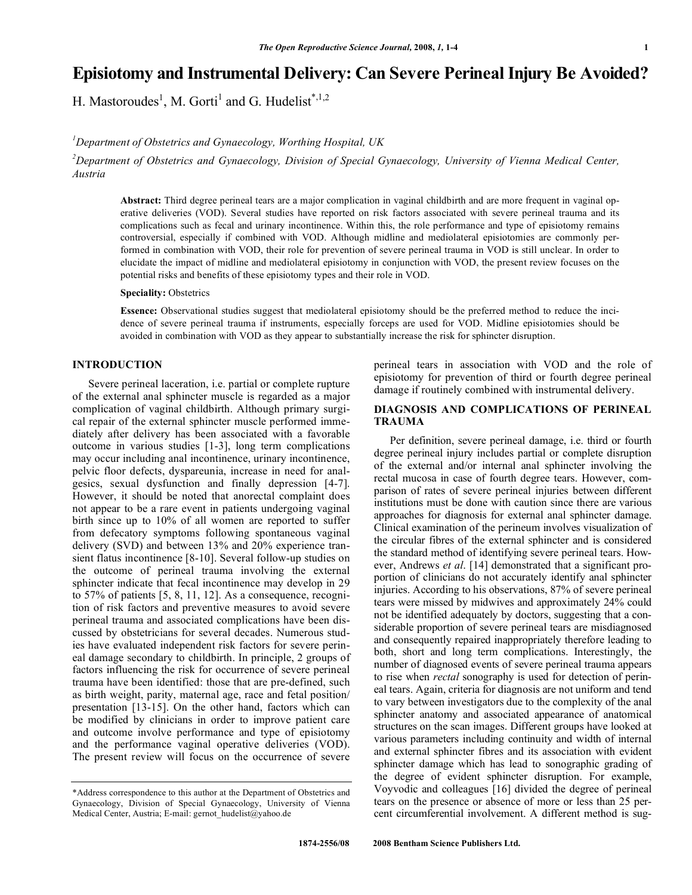# Episiotomy and Instrumental Delivery: Can Severe Perineal Injury Be Avoided?

H. Mastoroudes[1], M. Gorti[1] and G. Hudelist[*,1,2]

[1]*Department of Obstetrics and Gynaecology, Worthing Hospital, UK*

[2]*Department of Obstetrics and Gynaecology, Division of Special Gynaecology, University of Vienna Medical Center, Austria*

**Abstract:** Third degree perineal tears are a major complication in vaginal childbirth and are more frequent in vaginal operative deliveries (VOD). Several studies have reported on risk factors associated with severe perineal trauma and its complications such as fecal and urinary incontinence. Within this, the role performance and type of episiotomy remains controversial, especially if combined with VOD. Although midline and mediolateral episiotomies are commonly performed in combination with VOD, their role for prevention of severe perineal trauma in VOD is still unclear. In order to elucidate the impact of midline and mediolateral episiotomy in conjunction with VOD, the present review focuses on the potential risks and benefits of these episiotomy types and their role in VOD.

**Speciality:** Obstetrics

**Essence:** Observational studies suggest that mediolateral episiotomy should be the preferred method to reduce the incidence of severe perineal trauma if instruments, especially forceps are used for VOD. Midline episiotomies should be avoided in combination with VOD as they appear to substantially increase the risk for sphincter disruption.

## INTRODUCTION

Severe perineal laceration, i.e. partial or complete rupture of the external anal sphincter muscle is regarded as a major complication of vaginal childbirth. Although primary surgical repair of the external sphincter muscle performed immediately after delivery has been associated with a favorable outcome in various studies [1-3], long term complications may occur including anal incontinence, urinary incontinence, pelvic floor defects, dyspareunia, increase in need for analgesics, sexual dysfunction and finally depression [4-7]. However, it should be noted that anorectal complaint does not appear to be a rare event in patients undergoing vaginal birth since up to 10% of all women are reported to suffer from defecatory symptoms following spontaneous vaginal delivery (SVD) and between 13% and 20% experience transient flatus incontinence [8-10]. Several follow-up studies on the outcome of perineal trauma involving the external sphincter indicate that fecal incontinence may develop in 29 to 57% of patients [5, 8, 11, 12]. As a consequence, recognition of risk factors and preventive measures to avoid severe perineal trauma and associated complications have been discussed by obstetricians for several decades. Numerous studies have evaluated independent risk factors for severe perineal damage secondary to childbirth. In principle, 2 groups of factors influencing the risk for occurrence of severe perineal trauma have been identified: those that are pre-defined, such as birth weight, parity, maternal age, race and fetal position/presentation [13-15]. On the other hand, factors which can be modified by clinicians in order to improve patient care and outcome involve performance and type of episiotomy and the performance vaginal operative deliveries (VOD). The present review will focus on the occurrence of severe perineal tears in association with VOD and the role of episiotomy for prevention of third or fourth degree perineal damage if routinely combined with instrumental delivery.

## DIAGNOSIS AND COMPLICATIONS OF PERINEAL TRAUMA

Per definition, severe perineal damage, i.e. third or fourth degree perineal injury includes partial or complete disruption of the external and/or internal anal sphincter involving the rectal mucosa in case of fourth degree tears. However, comparison of rates of severe perineal injuries between different institutions must be done with caution since there are various approaches for diagnosis for external anal sphincter damage. Clinical examination of the perineum involves visualization of the circular fibres of the external sphincter and is considered the standard method of identifying severe perineal tears. However, Andrews *et al*. [14] demonstrated that a significant proportion of clinicians do not accurately identify anal sphincter injuries. According to his observations, 87% of severe perineal tears were missed by midwives and approximately 24% could not be identified adequately by doctors, suggesting that a considerable proportion of severe perineal tears are misdiagnosed and consequently repaired inappropriately therefore leading to both, short and long term complications. Interestingly, the number of diagnosed events of severe perineal trauma appears to rise when *rectal* sonography is used for detection of perineal tears. Again, criteria for diagnosis are not uniform and tend to vary between investigators due to the complexity of the anal sphincter anatomy and associated appearance of anatomical structures on the scan images. Different groups have looked at various parameters including continuity and width of internal and external sphincter fibres and its association with evident sphincter damage which has lead to sonographic grading of the degree of evident sphincter disruption. For example, Voyvodic and colleagues [16] divided the degree of perineal tears on the presence or absence of more or less than 25 percent circumferential involvement. A different method is sug-

*Address correspondence to this author at the Department of Obstetrics and Gynaecology, Division of Special Gynaecology, University of Vienna Medical Center, Austria; E-mail: gernot_hudelist@yahoo.de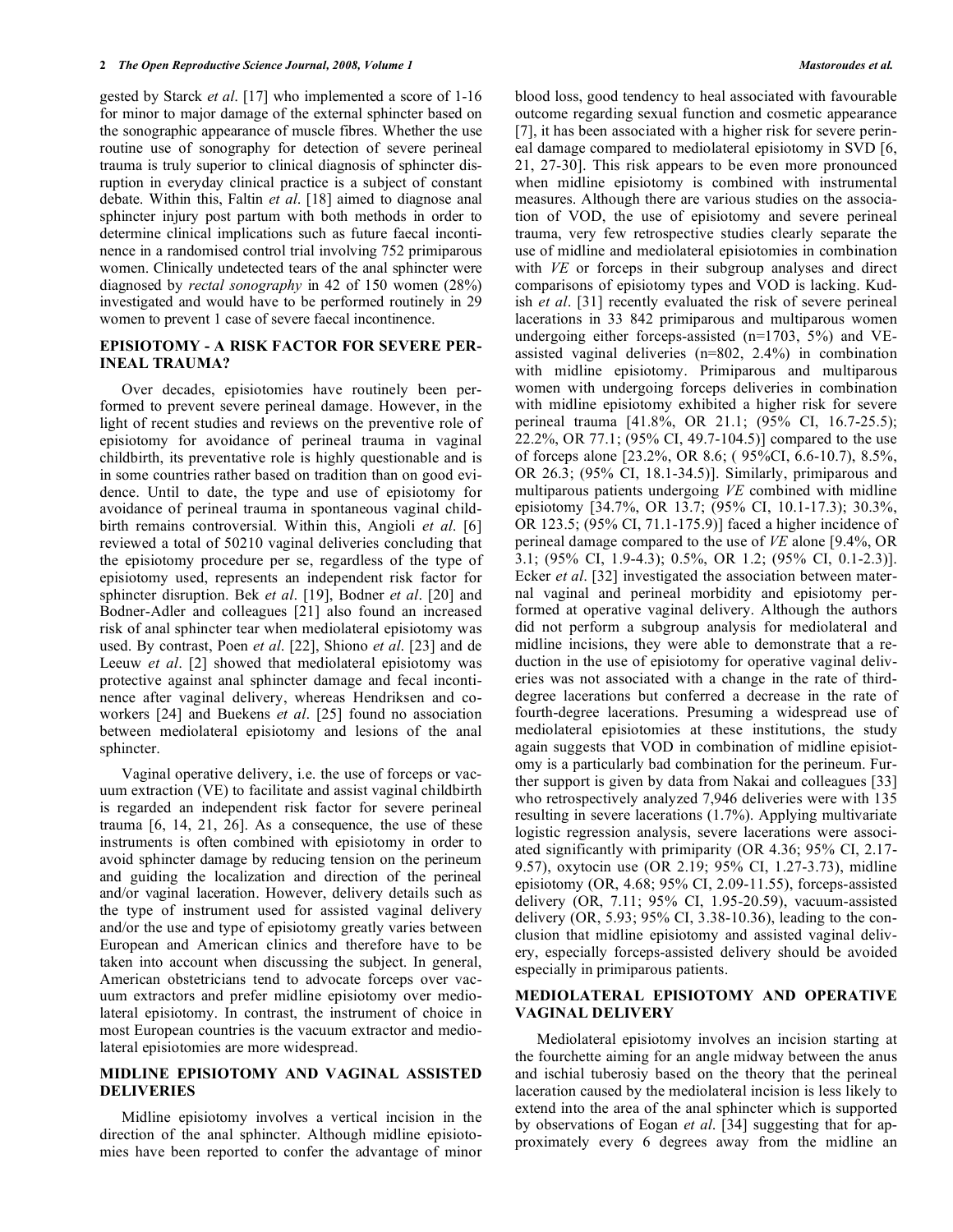gested by Starck *et al*. [17] who implemented a score of 1-16 for minor to major damage of the external sphincter based on the sonographic appearance of muscle fibres. Whether the use routine use of sonography for detection of severe perineal trauma is truly superior to clinical diagnosis of sphincter disruption in everyday clinical practice is a subject of constant debate. Within this, Faltin *et al*. [18] aimed to diagnose anal sphincter injury post partum with both methods in order to determine clinical implications such as future faecal incontinence in a randomised control trial involving 752 primiparous women. Clinically undetected tears of the anal sphincter were diagnosed by *rectal sonography* in 42 of 150 women (28%) investigated and would have to be performed routinely in 29 women to prevent 1 case of severe faecal incontinence.

## EPISIOTOMY - A RISK FACTOR FOR SEVERE PERINEAL TRAUMA?

Over decades, episiotomies have routinely been performed to prevent severe perineal damage. However, in the light of recent studies and reviews on the preventive role of episiotomy for avoidance of perineal trauma in vaginal childbirth, its preventative role is highly questionable and is in some countries rather based on tradition than on good evidence. Until to date, the type and use of episiotomy for avoidance of perineal trauma in spontaneous vaginal childbirth remains controversial. Within this, Angioli *et al*. [6] reviewed a total of 50210 vaginal deliveries concluding that the episiotomy procedure per se, regardless of the type of episiotomy used, represents an independent risk factor for sphincter disruption. Bek *et al*. [19], Bodner *et al*. [20] and Bodner-Adler and colleagues [21] also found an increased risk of anal sphincter tear when mediolateral episiotomy was used. By contrast, Poen *et al*. [22], Shiono *et al*. [23] and de Leeuw *et al*. [2] showed that mediolateral episiotomy was protective against anal sphincter damage and fecal incontinence after vaginal delivery, whereas Hendriksen and coworkers [24] and Buekens *et al*. [25] found no association between mediolateral episiotomy and lesions of the anal sphincter.

Vaginal operative delivery, i.e. the use of forceps or vacuum extraction (VE) to facilitate and assist vaginal childbirth is regarded an independent risk factor for severe perineal trauma [6, 14, 21, 26]. As a consequence, the use of these instruments is often combined with episiotomy in order to avoid sphincter damage by reducing tension on the perineum and guiding the localization and direction of the perineal and/or vaginal laceration. However, delivery details such as the type of instrument used for assisted vaginal delivery and/or the use and type of episiotomy greatly varies between European and American clinics and therefore have to be taken into account when discussing the subject. In general, American obstetricians tend to advocate forceps over vacuum extractors and prefer midline episiotomy over mediolateral episiotomy. In contrast, the instrument of choice in most European countries is the vacuum extractor and mediolateral episiotomies are more widespread.

## MIDLINE EPISIOTOMY AND VAGINAL ASSISTED DELIVERIES

Midline episiotomy involves a vertical incision in the direction of the anal sphincter. Although midline episiotomies have been reported to confer the advantage of minor blood loss, good tendency to heal associated with favourable outcome regarding sexual function and cosmetic appearance [7], it has been associated with a higher risk for severe perineal damage compared to mediolateral episiotomy in SVD [6, 21, 27-30]. This risk appears to be even more pronounced when midline episiotomy is combined with instrumental measures. Although there are various studies on the association of VOD, the use of episiotomy and severe perineal trauma, very few retrospective studies clearly separate the use of midline and mediolateral episiotomies in combination with *VE* or forceps in their subgroup analyses and direct comparisons of episiotomy types and VOD is lacking. Kudish *et al*. [31] recently evaluated the risk of severe perineal lacerations in 33 842 primiparous and multiparous women undergoing either forceps-assisted (n=1703, 5%) and VE-assisted vaginal deliveries (n=802, 2.4%) in combination with midline episiotomy. Primiparous and multiparous women with undergoing forceps deliveries in combination with midline episiotomy exhibited a higher risk for severe perineal trauma [41.8%, OR 21.1; (95% CI, 16.7-25.5); 22.2%, OR 77.1; (95% CI, 49.7-104.5)] compared to the use of forceps alone [23.2%, OR 8.6; ( 95%CI, 6.6-10.7), 8.5%, OR 26.3; (95% CI, 18.1-34.5)]. Similarly, primiparous and multiparous patients undergoing *VE* combined with midline episiotomy [34.7%, OR 13.7; (95% CI, 10.1-17.3); 30.3%, OR 123.5; (95% CI, 71.1-175.9)] faced a higher incidence of perineal damage compared to the use of *VE* alone [9.4%, OR 3.1; (95% CI, 1.9-4.3); 0.5%, OR 1.2; (95% CI, 0.1-2.3)]. Ecker *et al*. [32] investigated the association between maternal vaginal and perineal morbidity and episiotomy performed at operative vaginal delivery. Although the authors did not perform a subgroup analysis for mediolateral and midline incisions, they were able to demonstrate that a reduction in the use of episiotomy for operative vaginal deliveries was not associated with a change in the rate of third-degree lacerations but conferred a decrease in the rate of fourth-degree lacerations. Presuming a widespread use of mediolateral episiotomies at these institutions, the study again suggests that VOD in combination of midline episiotomy is a particularly bad combination for the perineum. Further support is given by data from Nakai and colleagues [33] who retrospectively analyzed 7,946 deliveries were with 135 resulting in severe lacerations (1.7%). Applying multivariate logistic regression analysis, severe lacerations were associated significantly with primiparity (OR 4.36; 95% CI, 2.17-9.57), oxytocin use (OR 2.19; 95% CI, 1.27-3.73), midline episiotomy (OR, 4.68; 95% CI, 2.09-11.55), forceps-assisted delivery (OR, 7.11; 95% CI, 1.95-20.59), vacuum-assisted delivery (OR, 5.93; 95% CI, 3.38-10.36), leading to the conclusion that midline episiotomy and assisted vaginal delivery, especially forceps-assisted delivery should be avoided especially in primiparous patients.

## MEDIOLATERAL EPISIOTOMY AND OPERATIVE VAGINAL DELIVERY

Mediolateral episiotomy involves an incision starting at the fourchette aiming for an angle midway between the anus and ischial tuberosiy based on the theory that the perineal laceration caused by the mediolateral incision is less likely to extend into the area of the anal sphincter which is supported by observations of Eogan *et al*. [34] suggesting that for approximately every 6 degrees away from the midline an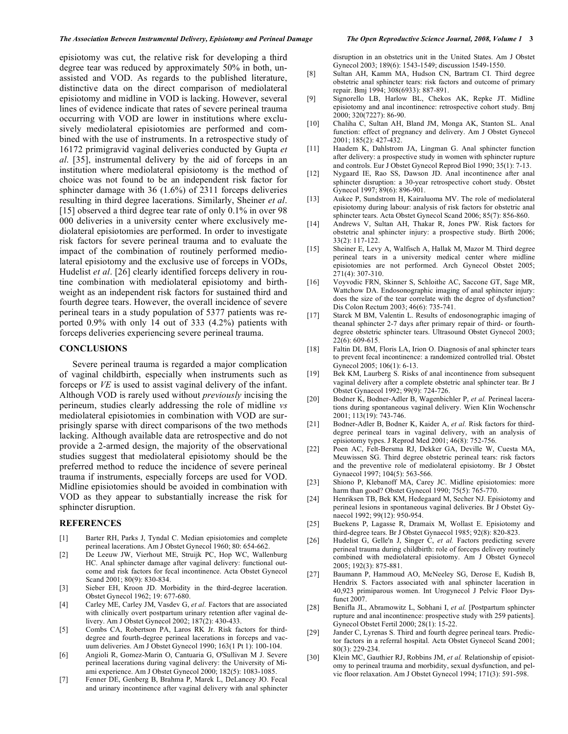episiotomy was cut, the relative risk for developing a third degree tear was reduced by approximately 50% in both, unassisted and VOD. As regards to the published literature, distinctive data on the direct comparison of mediolateral episiotomy and midline in VOD is lacking. However, several lines of evidence indicate that rates of severe perineal trauma occurring with VOD are lower in institutions where exclusively mediolateral episiotomies are performed and combined with the use of instruments. In a retrospective study of 16172 primigravid vaginal deliveries conducted by Gupta *et al*. [35], instrumental delivery by the aid of forceps in an institution where mediolateral episiotomy is the method of choice was not found to be an independent risk factor for sphincter damage with 36 (1.6%) of 2311 forceps deliveries resulting in third degree lacerations. Similarly, Sheiner *et al*. [15] observed a third degree tear rate of only 0.1% in over 98 000 deliveries in a university center where exclusively mediolateral episiotomies are performed. In order to investigate risk factors for severe perineal trauma and to evaluate the impact of the combination of routinely performed mediolateral episiotomy and the exclusive use of forceps in VODs, Hudelist *et al*. [26] clearly identified forceps delivery in routine combination with mediolateral episiotomy and birthweight as an independent risk factors for sustained third and fourth degree tears. However, the overall incidence of severe perineal tears in a study population of 5377 patients was reported 0.9% with only 14 out of 333 (4.2%) patients with forceps deliveries experiencing severe perineal trauma.

## CONCLUSIONS

Severe perineal trauma is regarded a major complication of vaginal childbirth, especially when instruments such as forceps or *VE* is used to assist vaginal delivery of the infant. Although VOD is rarely used without *previously* incising the perineum, studies clearly addressing the role of midline *vs* mediolateral episiotomies in combination with VOD are surprisingly sparse with direct comparisons of the two methods lacking. Although available data are retrospective and do not provide a 2-armed design, the majority of the observational studies suggest that mediolateral episiotomy should be the preferred method to reduce the incidence of severe perineal trauma if instruments, especially forceps are used for VOD. Midline episiotomies should be avoided in combination with VOD as they appear to substantially increase the risk for sphincter disruption.

## REFERENCES

[1] Barter RH, Parks J, Tyndal C. Median episiotomies and complete perineal lacerations. Am J Obstet Gynecol 1960; 80: 654-662.

[2] De Leeuw JW, Vierhout ME, Struijk PC, Hop WC, Wallenburg HC. Anal sphincter damage after vaginal delivery: functional outcome and risk factors for fecal incontinence. Acta Obstet Gynecol Scand 2001; 80(9): 830-834.

[3] Sieber EH, Kroon JD. Morbidity in the third-degree laceration. Obstet Gynecol 1962; 19: 677-680.

[4] Carley ME, Carley JM, Vasdev G, *et al.* Factors that are associated with clinically overt postpartum urinary retention after vaginal delivery. Am J Obstet Gynecol 2002; 187(2): 430-433.

[5] Combs CA, Robertson PA, Laros RK Jr. Risk factors for third-degree and fourth-degree perineal lacerations in forceps and vacuum deliveries. Am J Obstet Gynecol 1990; 163(1 Pt 1): 100-104.

[6] Angioli R, Gomez-Marin O, Cantuaria G, O'Sullivan M J. Severe perineal lacerations during vaginal delivery: the University of Miami experience. Am J Obstet Gynecol 2000; 182(5): 1083-1085.

[7] Fenner DE, Genberg B, Brahma P, Marek L, DeLancey JO. Fecal and urinary incontinence after vaginal delivery with anal sphincter disruption in an obstetrics unit in the United States. Am J Obstet Gynecol 2003; 189(6): 1543-1549; discussion 1549-1550.

[8] Sultan AH, Kamm MA, Hudson CN, Bartram CI. Third degree obstetric anal sphincter tears: risk factors and outcome of primary repair. Bmj 1994; 308(6933): 887-891.

[9] Signorello LB, Harlow BL, Chekos AK, Repke JT. Midline episiotomy and anal incontinence: retrospective cohort study. Bmj 2000; 320(7227): 86-90.

[10] Chaliha C, Sultan AH, Bland JM, Monga AK, Stanton SL. Anal function: effect of pregnancy and delivery. Am J Obstet Gynecol 2001; 185(2): 427-432.

[11] Haadem K, Dahlstrom JA, Lingman G. Anal sphincter function after delivery: a prospective study in women with sphincter rupture and controls. Eur J Obstet Gynecol Reprod Biol 1990; 35(1): 7-13.

[12] Nygaard IE, Rao SS, Dawson JD. Anal incontinence after anal sphincter disruption: a 30-year retrospective cohort study. Obstet Gynecol 1997; 89(6): 896-901.

[13] Aukee P, Sundstrom H, Kairaluoma MV. The role of mediolateral episiotomy during labour: analysis of risk factors for obstetric anal sphincter tears. Acta Obstet Gynecol Scand 2006; 85(7): 856-860.

[14] Andrews V, Sultan AH, Thakar R, Jones PW. Risk factors for obstetric anal sphincter injury: a prospective study. Birth 2006; 33(2): 117-122.

[15] Sheiner E, Levy A, Walfisch A, Hallak M, Mazor M. Third degree perineal tears in a university medical center where midline episiotomies are not performed. Arch Gynecol Obstet 2005; 271(4): 307-310.

[16] Voyvodic FRN, Skinner S, Schloithe AC, Saccone GT, Sage MR, Wattchow DA. Endosonographic imaging of anal sphincter injury: does the size of the tear correlate with the degree of dysfunction? Dis Colon Rectum 2003; 46(6): 735-741.

[17] Starck M BM, Valentin L. Results of endosonographic imaging of theanal sphincter 2-7 days after primary repair of third- or fourth-degree obstetric sphincter tears. Ultrasound Obstet Gynecol 2003; 22(6): 609-615.

[18] Faltin DL BM, Floris LA, Irion O. Diagnosis of anal sphincter tears to prevent fecal incontinence: a randomized controlled trial. Obstet Gynecol 2005; 106(1): 6-13.

[19] Bek KM, Laurberg S. Risks of anal incontinence from subsequent vaginal delivery after a complete obstetric anal sphincter tear. Br J Obstet Gynaecol 1992; 99(9): 724-726.

[20] Bodner K, Bodner-Adler B, Wagenbichler P, *et al.* Perineal lacerations during spontaneous vaginal delivery. Wien Klin Wochenschr 2001; 113(19): 743-746.

[21] Bodner-Adler B, Bodner K, Kaider A, *et al.* Risk factors for third-degree perineal tears in vaginal delivery, with an analysis of episiotomy types. J Reprod Med 2001; 46(8): 752-756.

[22] Poen AC, Felt-Bersma RJ, Dekker GA, Deville W, Cuesta MA, Meuwissen SG. Third degree obstetric perineal tears: risk factors and the preventive role of mediolateral episiotomy. Br J Obstet Gynaecol 1997; 104(5): 563-566.

[23] Shiono P, Klebanoff MA, Carey JC. Midline episiotomies: more harm than good? Obstet Gynecol 1990; 75(5): 765-770.

[24] Henriksen TB, Bek KM, Hedegaard M, Secher NJ. Episiotomy and perineal lesions in spontaneous vaginal deliveries. Br J Obstet Gynaecol 1992; 99(12): 950-954.

[25] Buekens P, Lagasse R, Dramaix M, Wollast E. Episiotomy and third-degree tears. Br J Obstet Gynaecol 1985; 92(8): 820-823.

[26] Hudelist G, Gelle'n J, Singer C, *et al.* Factors predicting severe perineal trauma during childbirth: role of forceps delivery routinely combined with mediolateral episiotomy. Am J Obstet Gynecol 2005; 192(3): 875-881.

[27] Baumann P, Hammoud AO, McNeeley SG, Derose E, Kudish B, Hendrix S. Factors associated with anal sphincter laceration in 40,923 primiparous women. Int Urogynecol J Pelvic Floor Dysfunct 2007.

[28] Benifla JL, Abramowitz L, Sobhani I, *et al.* [Postpartum sphincter rupture and anal incontinence: prospective study with 259 patients]. Gynecol Obstet Fertil 2000; 28(1): 15-22.

[29] Jander C, Lyrenas S. Third and fourth degree perineal tears. Predictor factors in a referral hospital. Acta Obstet Gynecol Scand 2001; 80(3): 229-234.

[30] Klein MC, Gauthier RJ, Robbins JM, *et al.* Relationship of episiotomy to perineal trauma and morbidity, sexual dysfunction, and pelvic floor relaxation. Am J Obstet Gynecol 1994; 171(3): 591-598.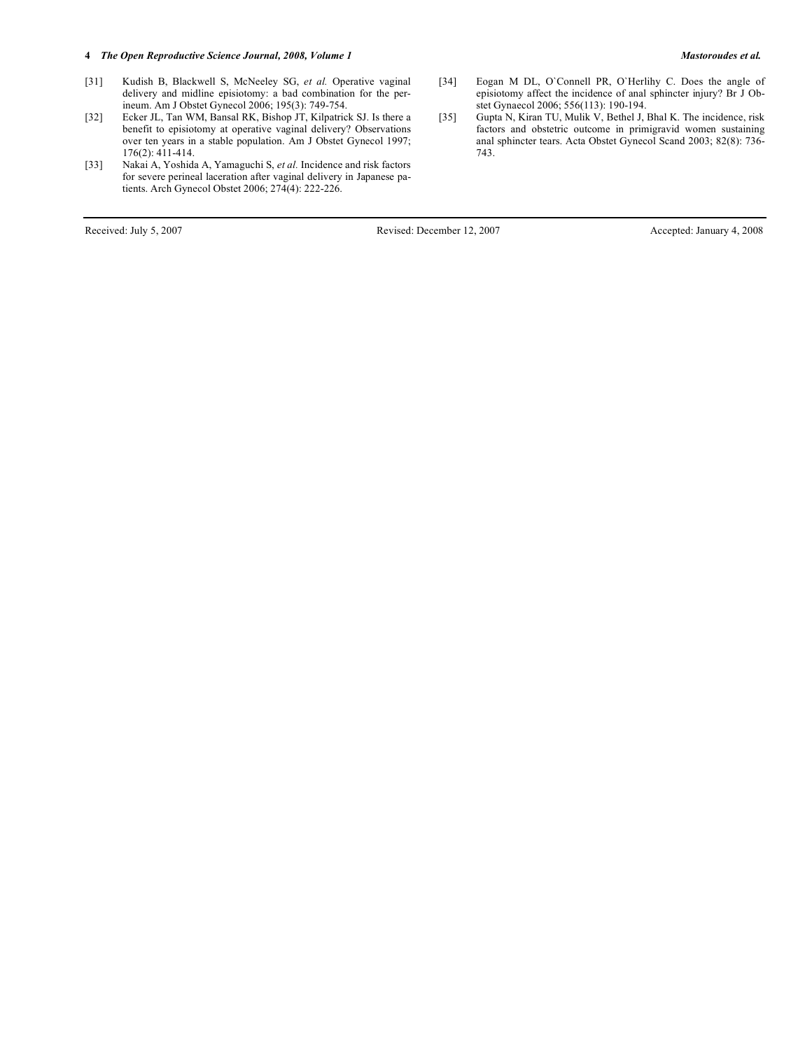[31] Kudish B, Blackwell S, McNeeley SG, *et al.* Operative vaginal delivery and midline episiotomy: a bad combination for the perineum. Am J Obstet Gynecol 2006; 195(3): 749-754.

[32] Ecker JL, Tan WM, Bansal RK, Bishop JT, Kilpatrick SJ. Is there a benefit to episiotomy at operative vaginal delivery? Observations over ten years in a stable population. Am J Obstet Gynecol 1997; 176(2): 411-414.

[33] Nakai A, Yoshida A, Yamaguchi S, *et al.* Incidence and risk factors for severe perineal laceration after vaginal delivery in Japanese patients. Arch Gynecol Obstet 2006; 274(4): 222-226.

[34] Eogan M DL, O`Connell PR, O`Herlihy C. Does the angle of episiotomy affect the incidence of anal sphincter injury? Br J Obstet Gynaecol 2006; 556(113): 190-194.

[35] Gupta N, Kiran TU, Mulik V, Bethel J, Bhal K. The incidence, risk factors and obstetric outcome in primigravid women sustaining anal sphincter tears. Acta Obstet Gynecol Scand 2003; 82(8): 736-743.

Received: July 5, 2007 Revised: December 12, 2007 Accepted: January 4, 2008